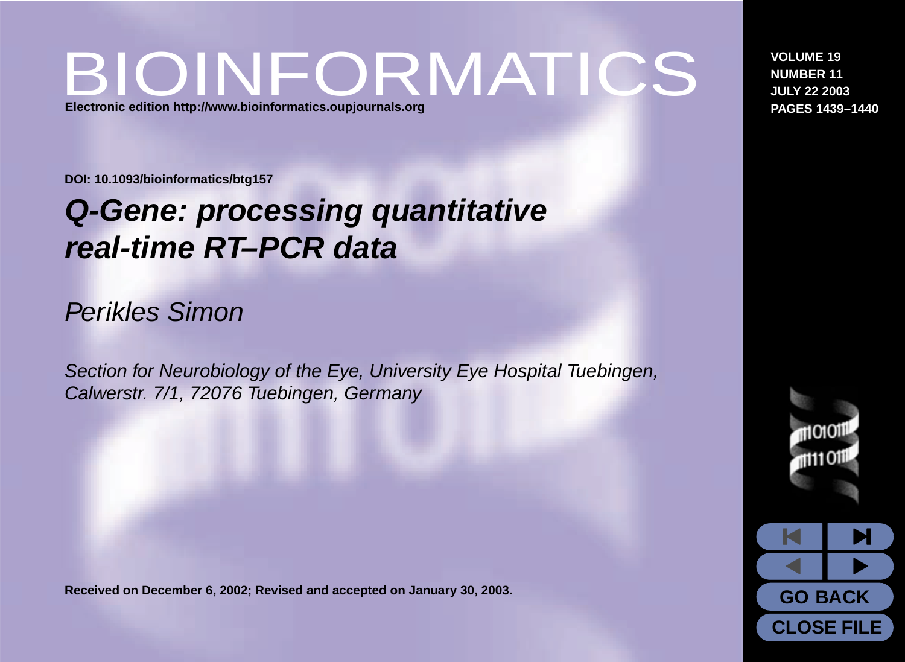# BIOINFORMATICS

**Electronic edition http://www.bioinformatics.oupjournals.org**

**VOLUME 19**
**NUMBER 11**
**JULY 22 2003**
**PAGES 1439–1440**

**DOI: 10.1093/bioinformatics/btg157**

## *Q-Gene: processing quantitative real-time RT–PCR data*

*Perikles Simon*

*Section for Neurobiology of the Eye, University Eye Hospital Tuebingen, Calwerstr. 7/1, 72076 Tuebingen, Germany*

**Received on December 6, 2002; Revised and accepted on January 30, 2003.**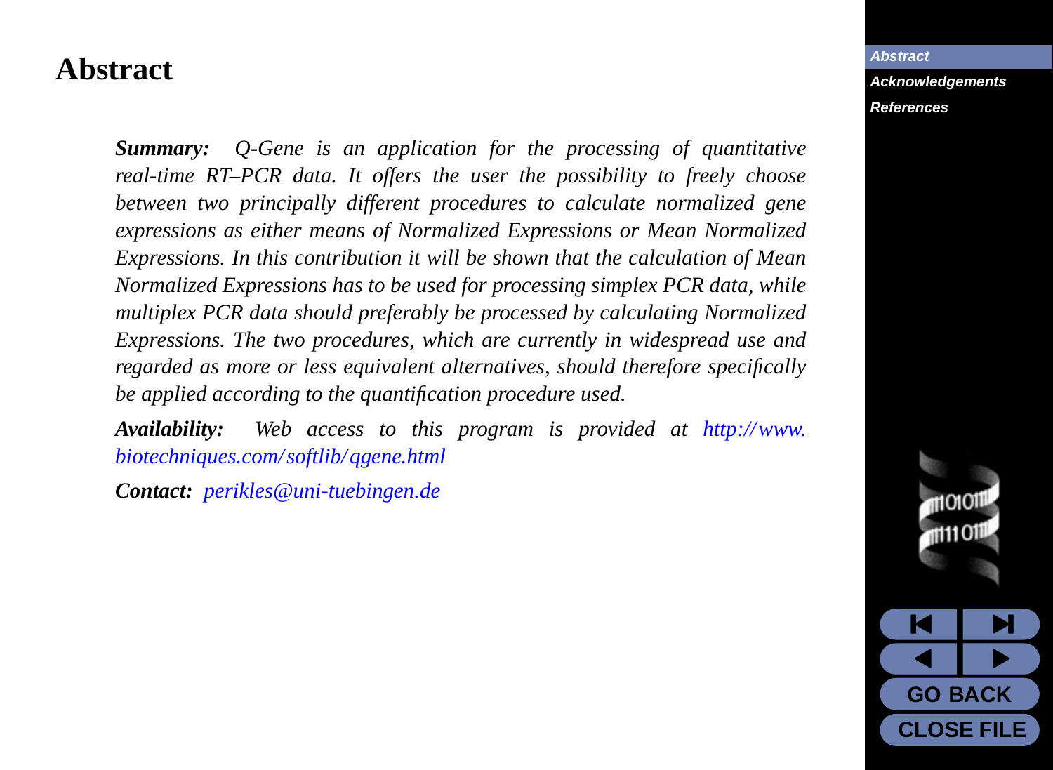# Abstract

***Summary:*** *Q-Gene is an application for the processing of quantitative real-time RT–PCR data. It offers the user the possibility to freely choose between two principally different procedures to calculate normalized gene expressions as either means of Normalized Expressions or Mean Normalized Expressions. In this contribution it will be shown that the calculation of Mean Normalized Expressions has to be used for processing simplex PCR data, while multiplex PCR data should preferably be processed by calculating Normalized Expressions. The two procedures, which are currently in widespread use and regarded as more or less equivalent alternatives, should therefore specifically be applied according to the quantification procedure used.*

***Availability:*** *Web access to this program is provided at http://www.biotechniques.com/softlib/qgene.html*

***Contact:*** *perikles@uni-tuebingen.de*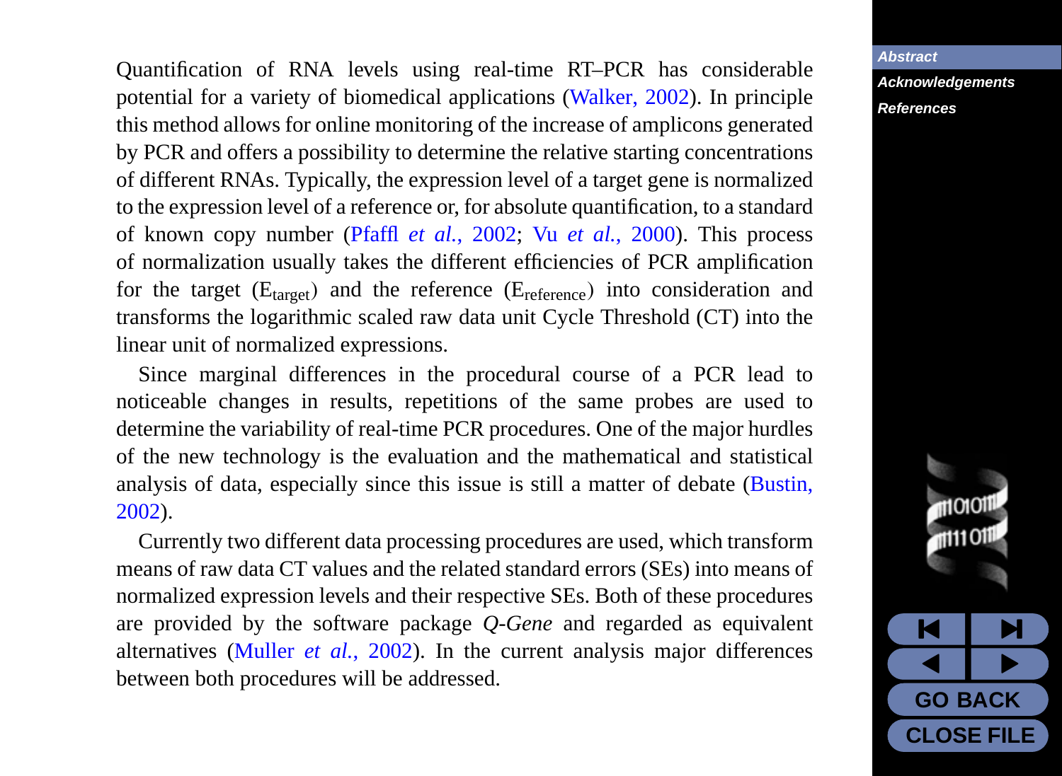Quantification of RNA levels using real-time RT–PCR has considerable potential for a variety of biomedical applications (Walker, 2002). In principle this method allows for online monitoring of the increase of amplicons generated by PCR and offers a possibility to determine the relative starting concentrations of different RNAs. Typically, the expression level of a target gene is normalized to the expression level of a reference or, for absolute quantification, to a standard of known copy number (Pfaffl *et al.*, 2002; Vu *et al.*, 2000). This process of normalization usually takes the different efficiencies of PCR amplification for the target ($E_{target}$) and the reference ($E_{reference}$) into consideration and transforms the logarithmic scaled raw data unit Cycle Threshold (CT) into the linear unit of normalized expressions.

Since marginal differences in the procedural course of a PCR lead to noticeable changes in results, repetitions of the same probes are used to determine the variability of real-time PCR procedures. One of the major hurdles of the new technology is the evaluation and the mathematical and statistical analysis of data, especially since this issue is still a matter of debate (Bustin, 2002).

Currently two different data processing procedures are used, which transform means of raw data CT values and the related standard errors (SEs) into means of normalized expression levels and their respective SEs. Both of these procedures are provided by the software package *Q-Gene* and regarded as equivalent alternatives (Muller *et al.*, 2002). In the current analysis major differences between both procedures will be addressed.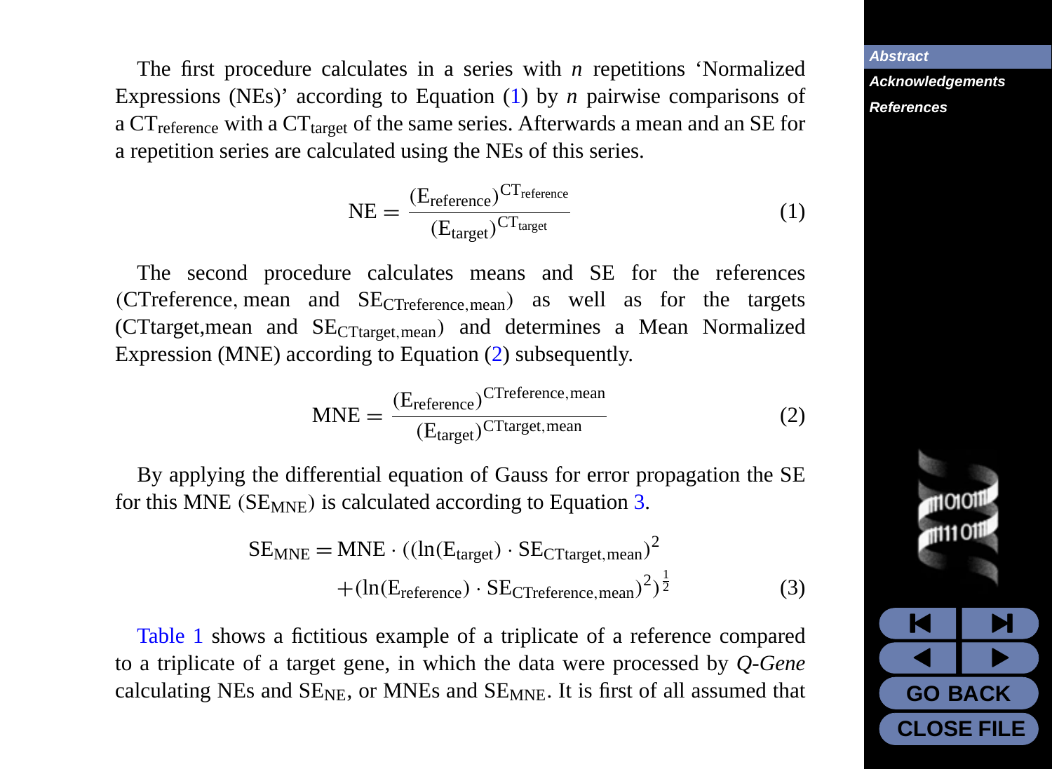The first procedure calculates in a series with *n* repetitions 'Normalized Expressions (NEs)' according to Equation (1) by *n* pairwise comparisons of a $\mathrm{CT}_{\mathrm{reference}}$ with a $\mathrm{CT}_{\mathrm{target}}$ of the same series. Afterwards a mean and an SE for a repetition series are calculated using the NEs of this series.

$$\mathrm{NE} = \frac{(\mathrm{E}_{\mathrm{reference}})^{\mathrm{CT}_{\mathrm{reference}}}}{(\mathrm{E}_{\mathrm{target}})^{\mathrm{CT}_{\mathrm{target}}}} \tag{1}$$

The second procedure calculates means and SE for the references ($\mathrm{CTreference,mean}$ and $\mathrm{SE}_{\mathrm{CTreference,mean}}$) as well as for the targets ($\mathrm{CTtarget,mean}$ and $\mathrm{SE}_{\mathrm{CTtarget,mean}}$) and determines a Mean Normalized Expression (MNE) according to Equation (2) subsequently.

$$\mathrm{MNE} = \frac{(\mathrm{E}_{\mathrm{reference}})^{\mathrm{CTreference,mean}}}{(\mathrm{E}_{\mathrm{target}})^{\mathrm{CTtarget,mean}}} \tag{2}$$

By applying the differential equation of Gauss for error propagation the SE for this MNE ($\mathrm{SE}_{\mathrm{MNE}}$) is calculated according to Equation 3.

$$\begin{aligned}\mathrm{SE}_{\mathrm{MNE}} = \mathrm{MNE} \cdot ((&\ln(\mathrm{E}_{\mathrm{target}}) \cdot \mathrm{SE}_{\mathrm{CTtarget,mean}})^2 \\ &+ (\ln(\mathrm{E}_{\mathrm{reference}}) \cdot \mathrm{SE}_{\mathrm{CTreference,mean}})^2)^{\frac{1}{2}}\end{aligned} \tag{3}$$

Table 1 shows a fictitious example of a triplicate of a reference compared to a triplicate of a target gene, in which the data were processed by *Q-Gene* calculating NEs and $\mathrm{SE}_{\mathrm{NE}}$, or MNEs and $\mathrm{SE}_{\mathrm{MNE}}$. It is first of all assumed that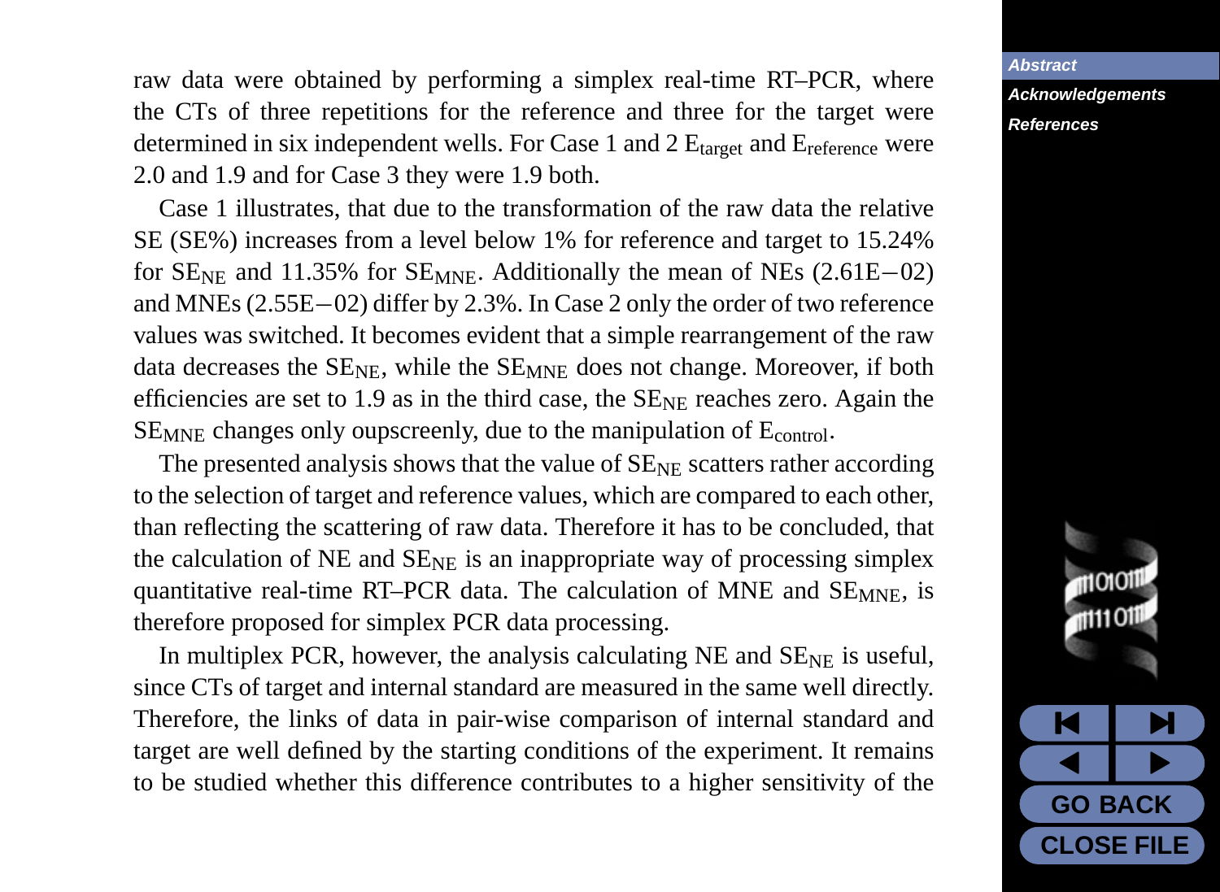raw data were obtained by performing a simplex real-time RT–PCR, where the CTs of three repetitions for the reference and three for the target were determined in six independent wells. For Case 1 and 2 $E_{target}$ and $E_{reference}$ were 2.0 and 1.9 and for Case 3 they were 1.9 both.

Case 1 illustrates, that due to the transformation of the raw data the relative SE (SE%) increases from a level below 1% for reference and target to 15.24% for $SE_{NE}$ and 11.35% for $SE_{MNE}$. Additionally the mean of NEs (2.61E−02) and MNEs (2.55E−02) differ by 2.3%. In Case 2 only the order of two reference values was switched. It becomes evident that a simple rearrangement of the raw data decreases the $SE_{NE}$, while the $SE_{MNE}$ does not change. Moreover, if both efficiencies are set to 1.9 as in the third case, the $SE_{NE}$ reaches zero. Again the $SE_{MNE}$ changes only oupscreenly, due to the manipulation of $E_{control}$.

The presented analysis shows that the value of $SE_{NE}$ scatters rather according to the selection of target and reference values, which are compared to each other, than reflecting the scattering of raw data. Therefore it has to be concluded, that the calculation of NE and $SE_{NE}$ is an inappropriate way of processing simplex quantitative real-time RT–PCR data. The calculation of MNE and $SE_{MNE}$, is therefore proposed for simplex PCR data processing.

In multiplex PCR, however, the analysis calculating NE and $SE_{NE}$ is useful, since CTs of target and internal standard are measured in the same well directly. Therefore, the links of data in pair-wise comparison of internal standard and target are well defined by the starting conditions of the experiment. It remains to be studied whether this difference contributes to a higher sensitivity of the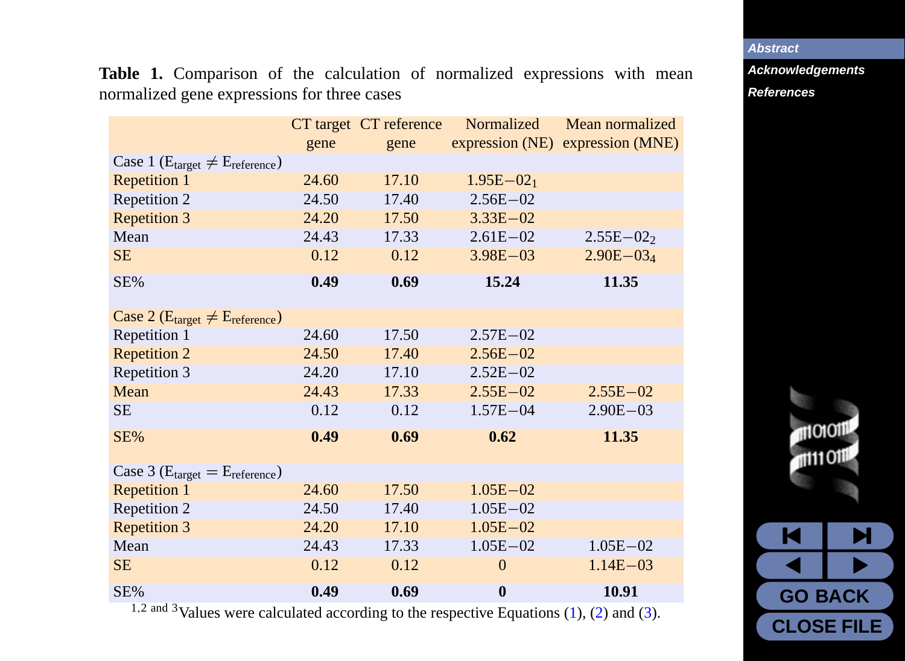**Table 1.** Comparison of the calculation of normalized expressions with mean normalized gene expressions for three cases

| | CT target gene | CT reference gene | Normalized expression (NE) | Mean normalized expression (MNE) |
|---|---|---|---|---|
| Case 1 ($E_{target} \neq E_{reference}$) | | | | |
| Repetition 1 | 24.60 | 17.10 | 1.95E−02[1] | |
| Repetition 2 | 24.50 | 17.40 | 2.56E−02 | |
| Repetition 3 | 24.20 | 17.50 | 3.33E−02 | |
| Mean | 24.43 | 17.33 | 2.61E−02 | 2.55E−02[2] |
| SE | 0.12 | 0.12 | 3.98E−03 | 2.90E−03[4] |
| SE% | **0.49** | **0.69** | **15.24** | **11.35** |
| Case 2 ($E_{target} \neq E_{reference}$) | | | | |
| Repetition 1 | 24.60 | 17.50 | 2.57E−02 | |
| Repetition 2 | 24.50 | 17.40 | 2.56E−02 | |
| Repetition 3 | 24.20 | 17.10 | 2.52E−02 | |
| Mean | 24.43 | 17.33 | 2.55E−02 | 2.55E−02 |
| SE | 0.12 | 0.12 | 1.57E−04 | 2.90E−03 |
| SE% | **0.49** | **0.69** | **0.62** | **11.35** |
| Case 3 ($E_{target} = E_{reference}$) | | | | |
| Repetition 1 | 24.60 | 17.50 | 1.05E−02 | |
| Repetition 2 | 24.50 | 17.40 | 1.05E−02 | |
| Repetition 3 | 24.20 | 17.10 | 1.05E−02 | |
| Mean | 24.43 | 17.33 | 1.05E−02 | 1.05E−02 |
| SE | 0.12 | 0.12 | 0 | 1.14E−03 |
| SE% | **0.49** | **0.69** | **0** | **10.91** |

[1,2 and 3]Values were calculated according to the respective Equations (1), (2) and (3).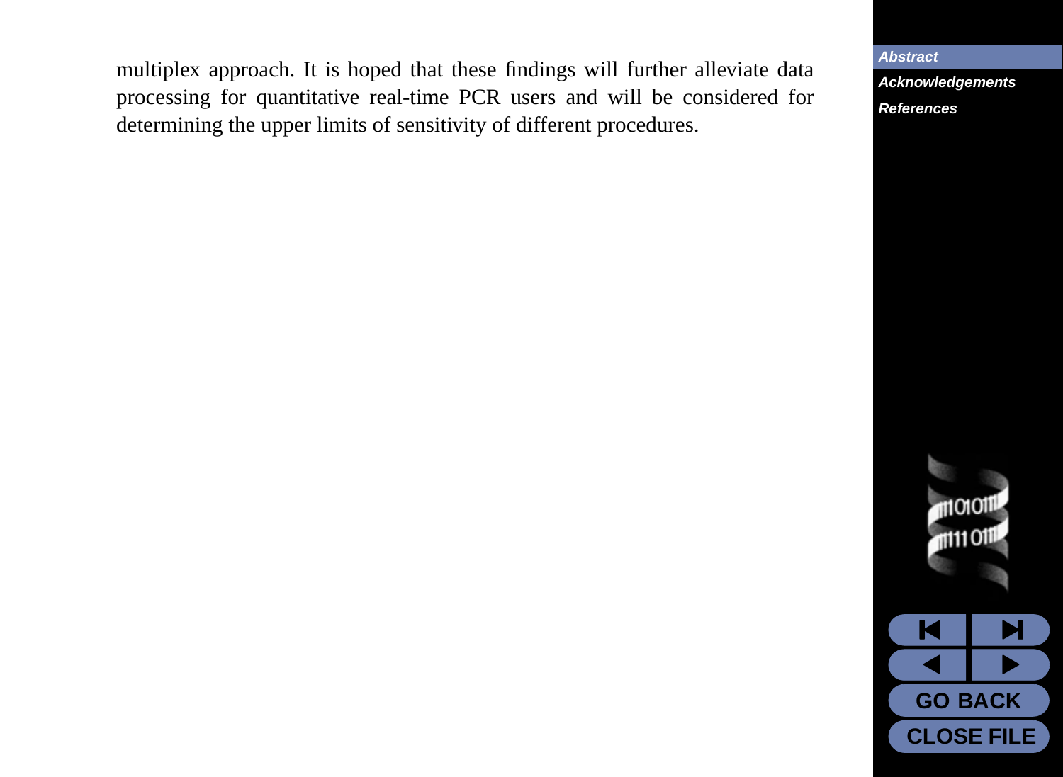multiplex approach. It is hoped that these findings will further alleviate data processing for quantitative real-time PCR users and will be considered for determining the upper limits of sensitivity of different procedures.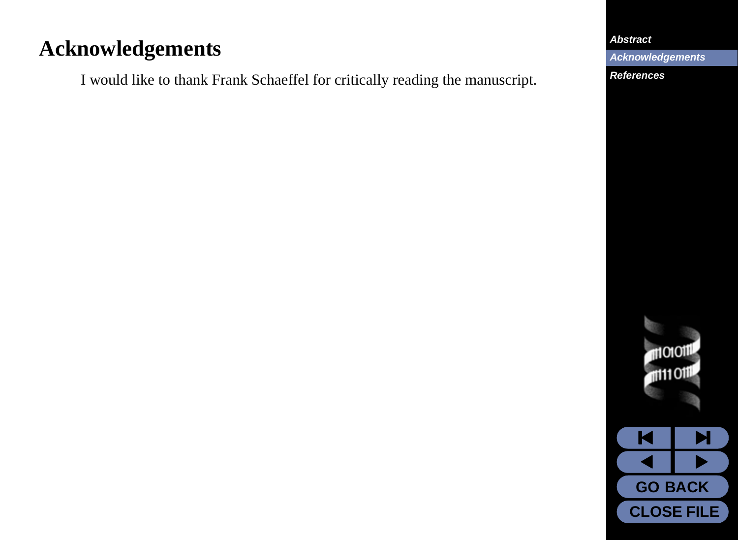# Acknowledgements

I would like to thank Frank Schaeffel for critically reading the manuscript.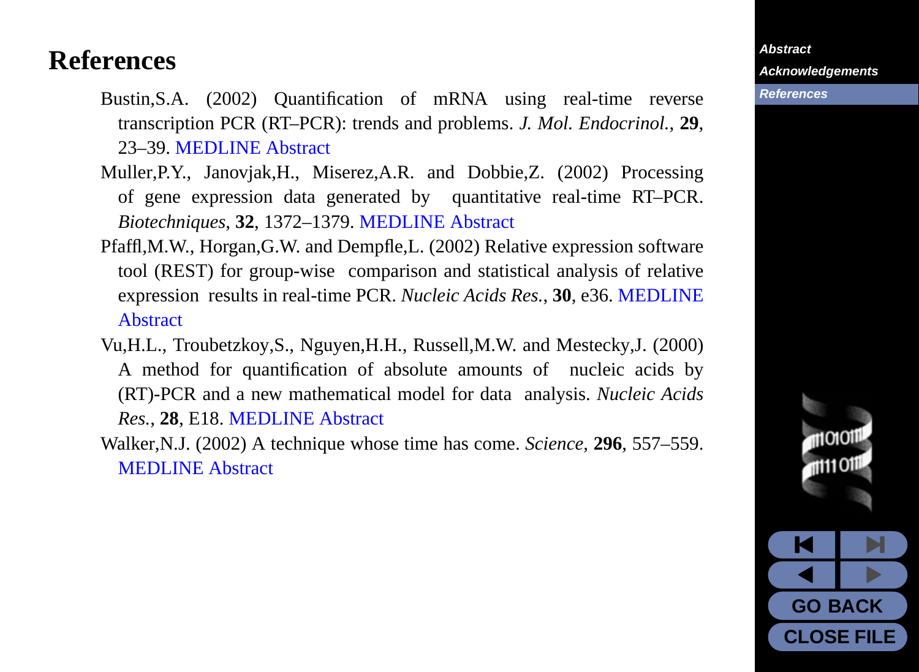# References

Bustin,S.A. (2002) Quantification of mRNA using real-time reverse transcription PCR (RT–PCR): trends and problems. *J. Mol. Endocrinol.*, **29**, 23–39. MEDLINE Abstract

Muller,P.Y., Janovjak,H., Miserez,A.R. and Dobbie,Z. (2002) Processing of gene expression data generated by quantitative real-time RT–PCR. *Biotechniques*, **32**, 1372–1379. MEDLINE Abstract

Pfaffl,M.W., Horgan,G.W. and Dempfle,L. (2002) Relative expression software tool (REST) for group-wise comparison and statistical analysis of relative expression results in real-time PCR. *Nucleic Acids Res.*, **30**, e36. MEDLINE Abstract

Vu,H.L., Troubetzkoy,S., Nguyen,H.H., Russell,M.W. and Mestecky,J. (2000) A method for quantification of absolute amounts of nucleic acids by (RT)-PCR and a new mathematical model for data analysis. *Nucleic Acids Res.*, **28**, E18. MEDLINE Abstract

Walker,N.J. (2002) A technique whose time has come. *Science*, **296**, 557–559. MEDLINE Abstract